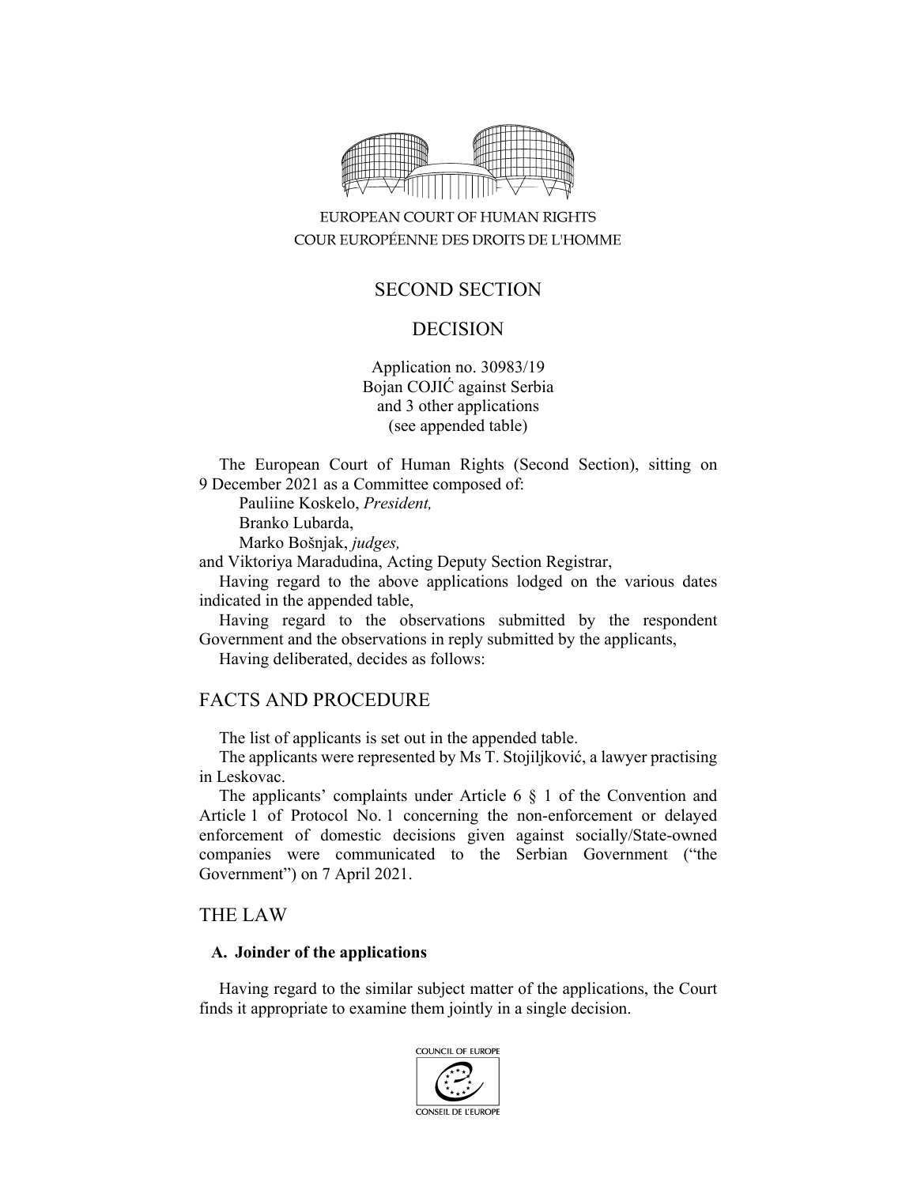EUROPEAN COURT OF HUMAN RIGHTS
COUR EUROPÉENNE DES DROITS DE L'HOMME

SECOND SECTION

DECISION

Application no. 30983/19
Bojan COJIĆ against Serbia
and 3 other applications
(see appended table)

The European Court of Human Rights (Second Section), sitting on 9 December 2021 as a Committee composed of:

Pauliine Koskelo, *President,*
Branko Lubarda,
Marko Bošnjak, *judges,*

and Viktoriya Maradudina, Acting Deputy Section Registrar,

Having regard to the above applications lodged on the various dates indicated in the appended table,

Having regard to the observations submitted by the respondent Government and the observations in reply submitted by the applicants,

Having deliberated, decides as follows:

## FACTS AND PROCEDURE

The list of applicants is set out in the appended table.

The applicants were represented by Ms T. Stojiljković, a lawyer practising in Leskovac.

The applicants' complaints under Article 6 § 1 of the Convention and Article 1 of Protocol No. 1 concerning the non-enforcement or delayed enforcement of domestic decisions given against socially/State-owned companies were communicated to the Serbian Government ("the Government") on 7 April 2021.

## THE LAW

### A. Joinder of the applications

Having regard to the similar subject matter of the applications, the Court finds it appropriate to examine them jointly in a single decision.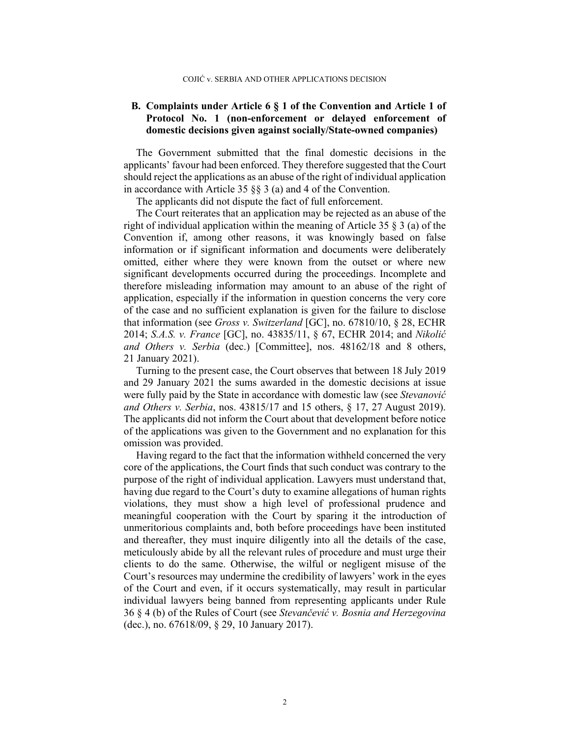## B. Complaints under Article 6 § 1 of the Convention and Article 1 of Protocol No. 1 (non-enforcement or delayed enforcement of domestic decisions given against socially/State-owned companies)

The Government submitted that the final domestic decisions in the applicants' favour had been enforced. They therefore suggested that the Court should reject the applications as an abuse of the right of individual application in accordance with Article 35 §§ 3 (a) and 4 of the Convention.

The applicants did not dispute the fact of full enforcement.

The Court reiterates that an application may be rejected as an abuse of the right of individual application within the meaning of Article 35 § 3 (a) of the Convention if, among other reasons, it was knowingly based on false information or if significant information and documents were deliberately omitted, either where they were known from the outset or where new significant developments occurred during the proceedings. Incomplete and therefore misleading information may amount to an abuse of the right of application, especially if the information in question concerns the very core of the case and no sufficient explanation is given for the failure to disclose that information (see *Gross v. Switzerland* [GC], no. 67810/10, § 28, ECHR 2014; *S.A.S. v. France* [GC], no. 43835/11, § 67, ECHR 2014; and *Nikolić and Others v. Serbia* (dec.) [Committee], nos. 48162/18 and 8 others, 21 January 2021).

Turning to the present case, the Court observes that between 18 July 2019 and 29 January 2021 the sums awarded in the domestic decisions at issue were fully paid by the State in accordance with domestic law (see *Stevanović and Others v. Serbia*, nos. 43815/17 and 15 others, § 17, 27 August 2019). The applicants did not inform the Court about that development before notice of the applications was given to the Government and no explanation for this omission was provided.

Having regard to the fact that the information withheld concerned the very core of the applications, the Court finds that such conduct was contrary to the purpose of the right of individual application. Lawyers must understand that, having due regard to the Court's duty to examine allegations of human rights violations, they must show a high level of professional prudence and meaningful cooperation with the Court by sparing it the introduction of unmeritorious complaints and, both before proceedings have been instituted and thereafter, they must inquire diligently into all the details of the case, meticulously abide by all the relevant rules of procedure and must urge their clients to do the same. Otherwise, the wilful or negligent misuse of the Court's resources may undermine the credibility of lawyers' work in the eyes of the Court and even, if it occurs systematically, may result in particular individual lawyers being banned from representing applicants under Rule 36 § 4 (b) of the Rules of Court (see *Stevančević v. Bosnia and Herzegovina* (dec.), no. 67618/09, § 29, 10 January 2017).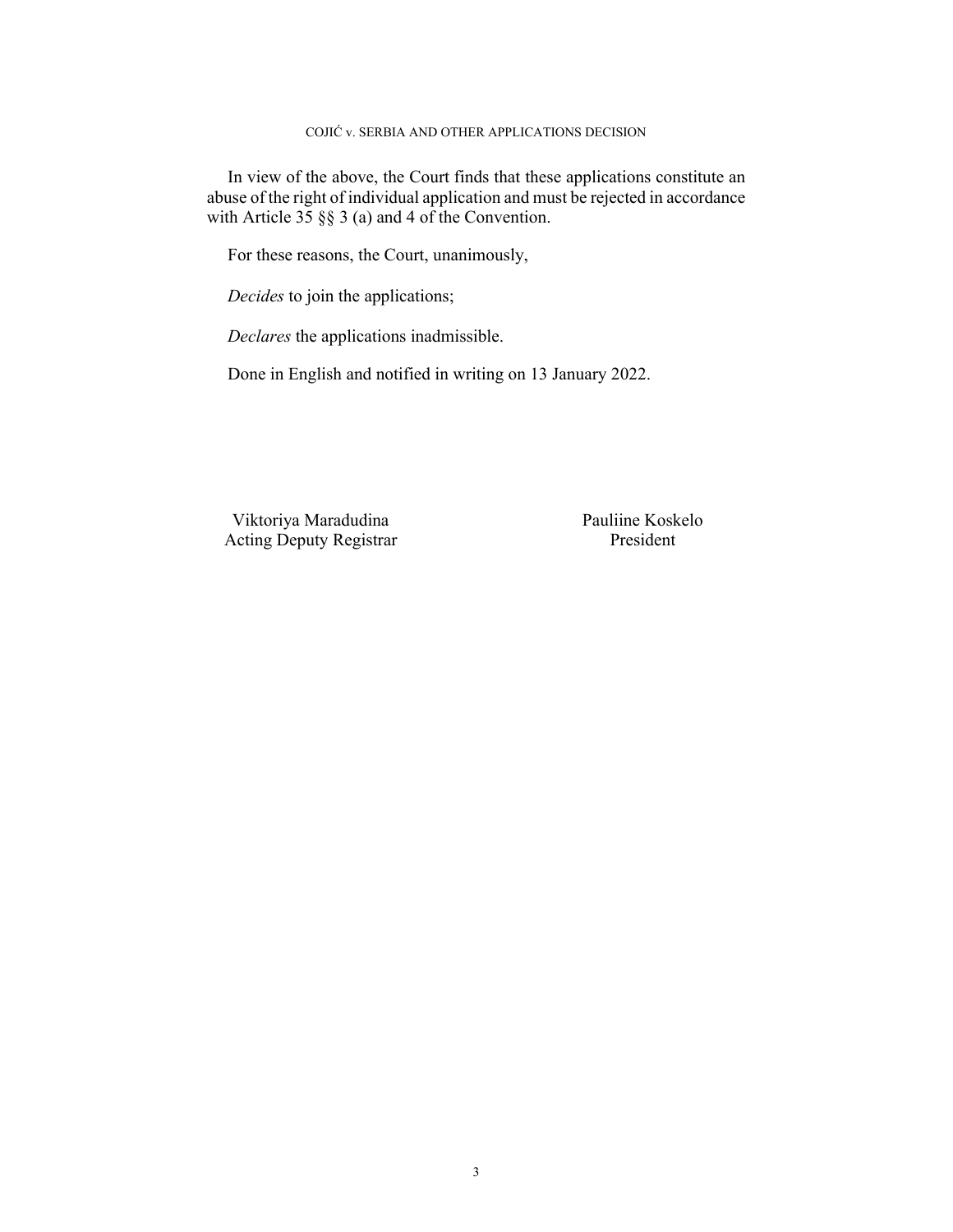In view of the above, the Court finds that these applications constitute an abuse of the right of individual application and must be rejected in accordance with Article 35 §§ 3 (a) and 4 of the Convention.

For these reasons, the Court, unanimously,

*Decides* to join the applications;

*Declares* the applications inadmissible.

Done in English and notified in writing on 13 January 2022.

| Viktoriya Maradudina | Pauliine Koskelo |
|---|---|
| Acting Deputy Registrar | President |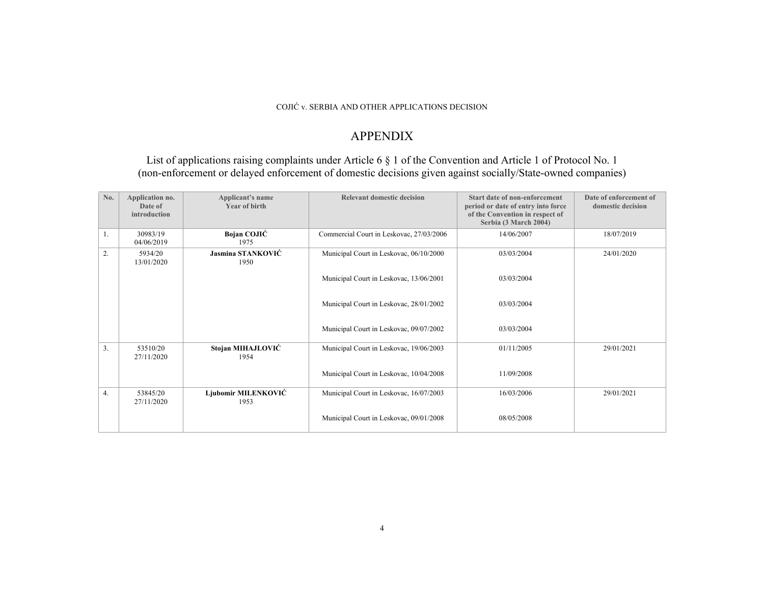# APPENDIX

List of applications raising complaints under Article 6 § 1 of the Convention and Article 1 of Protocol No. 1
(non-enforcement or delayed enforcement of domestic decisions given against socially/State-owned companies)

| No. | Application no.<br>Date of introduction | Applicant's name<br>Year of birth | Relevant domestic decision | Start date of non-enforcement period or date of entry into force of the Convention in respect of Serbia (3 March 2004) | Date of enforcement of domestic decision |
|---|---|---|---|---|---|
| 1. | 30983/19<br>04/06/2019 | **Bojan COJIĆ**<br>1975 | Commercial Court in Leskovac, 27/03/2006 | 14/06/2007 | 18/07/2019 |
| 2. | 5934/20<br>13/01/2020 | **Jasmina STANKOVIĆ**<br>1950 | Municipal Court in Leskovac, 06/10/2000<br><br>Municipal Court in Leskovac, 13/06/2001<br><br>Municipal Court in Leskovac, 28/01/2002<br><br>Municipal Court in Leskovac, 09/07/2002 | 03/03/2004<br><br>03/03/2004<br><br>03/03/2004<br><br>03/03/2004 | 24/01/2020 |
| 3. | 53510/20<br>27/11/2020 | **Stojan MIHAJLOVIĆ**<br>1954 | Municipal Court in Leskovac, 19/06/2003<br><br>Municipal Court in Leskovac, 10/04/2008 | 01/11/2005<br><br>11/09/2008 | 29/01/2021 |
| 4. | 53845/20<br>27/11/2020 | **Ljubomir MILENKOVIĆ**<br>1953 | Municipal Court in Leskovac, 16/07/2003<br><br>Municipal Court in Leskovac, 09/01/2008 | 16/03/2006<br><br>08/05/2008 | 29/01/2021 |